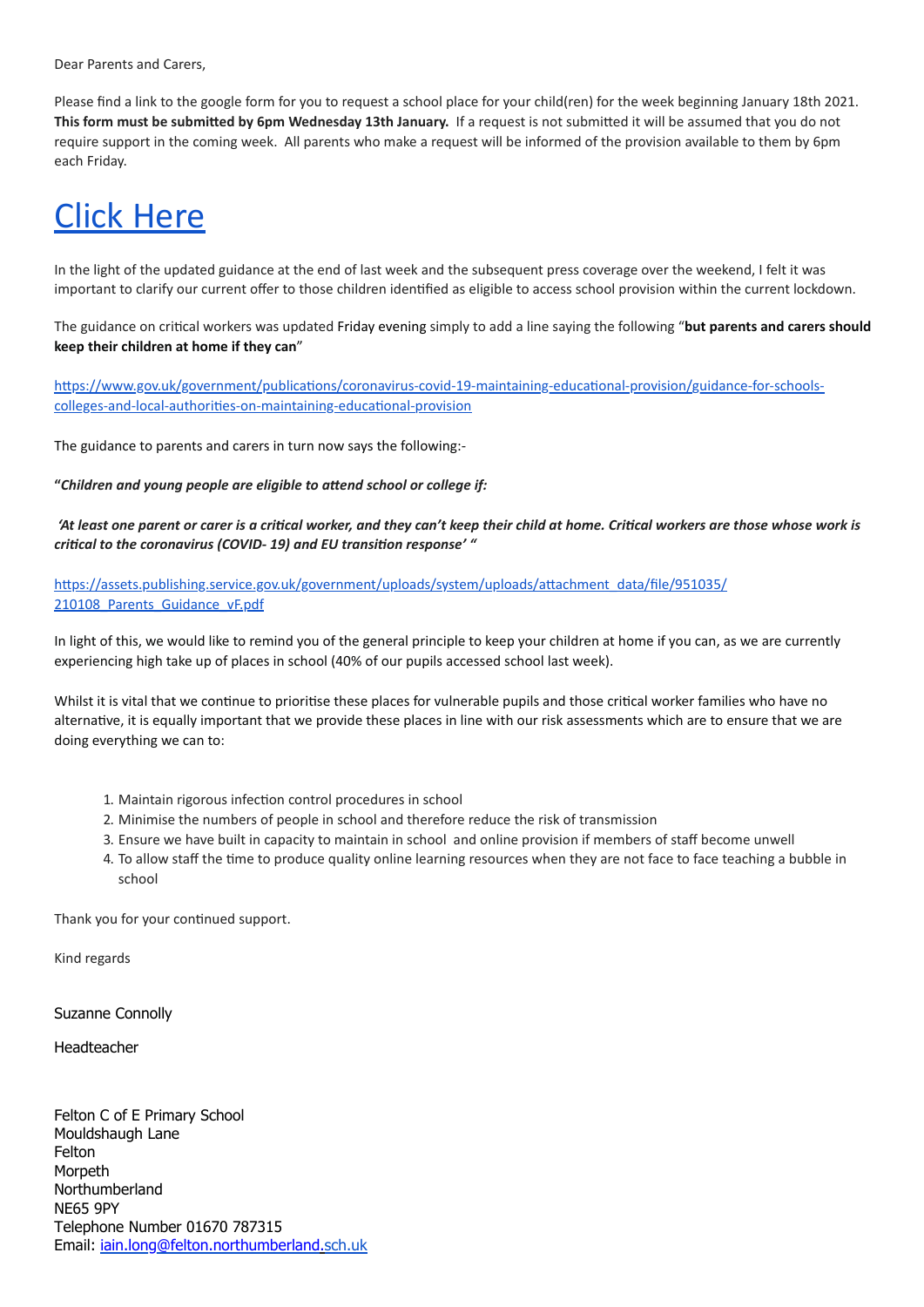Dear Parents and Carers,

Please find a link to the google form for you to request a school place for your child(ren) for the week beginning January 18th 2021. **This form must be submitted by 6pm Wednesday 13th January.** If a request is not submitted it will be assumed that you do not require support in the coming week. All parents who make a request will be informed of the provision available to them by 6pm each Friday.

# Click Here

In the light of the updated guidance at the end of last week and the subsequent press coverage over the weekend, I felt it was important to clarify our current offer to those children identified as eligible to access school provision within the current lockdown.

The guidance on critical workers was updated Friday evening simply to add a line saying the following "**but parents and carers should keep their children at home if they can**"

https://www.gov.uk/government/publications/coronavirus-covid-19-maintaining-educational-provision/guidance-for-schools-colleges-and-local-authorities-on-maintaining-educational-provision

The guidance to parents and carers in turn now says the following:-

**"*Children and young people are eligible to attend school or college if:***

***'At least one parent or carer is a critical worker, and they can't keep their child at home. Critical workers are those whose work is critical to the coronavirus (COVID- 19) and EU transition response' "***

https://assets.publishing.service.gov.uk/government/uploads/system/uploads/attachment_data/file/951035/210108_Parents_Guidance_vF.pdf

In light of this, we would like to remind you of the general principle to keep your children at home if you can, as we are currently experiencing high take up of places in school (40% of our pupils accessed school last week).

Whilst it is vital that we continue to prioritise these places for vulnerable pupils and those critical worker families who have no alternative, it is equally important that we provide these places in line with our risk assessments which are to ensure that we are doing everything we can to:

1. Maintain rigorous infection control procedures in school
2. Minimise the numbers of people in school and therefore reduce the risk of transmission
3. Ensure we have built in capacity to maintain in school and online provision if members of staff become unwell
4. To allow staff the time to produce quality online learning resources when they are not face to face teaching a bubble in school

Thank you for your continued support.

Kind regards

Suzanne Connolly

Headteacher

Felton C of E Primary School
Mouldshaugh Lane
Felton
Morpeth
Northumberland
NE65 9PY
Telephone Number 01670 787315
Email: iain.long@felton.northumberland.sch.uk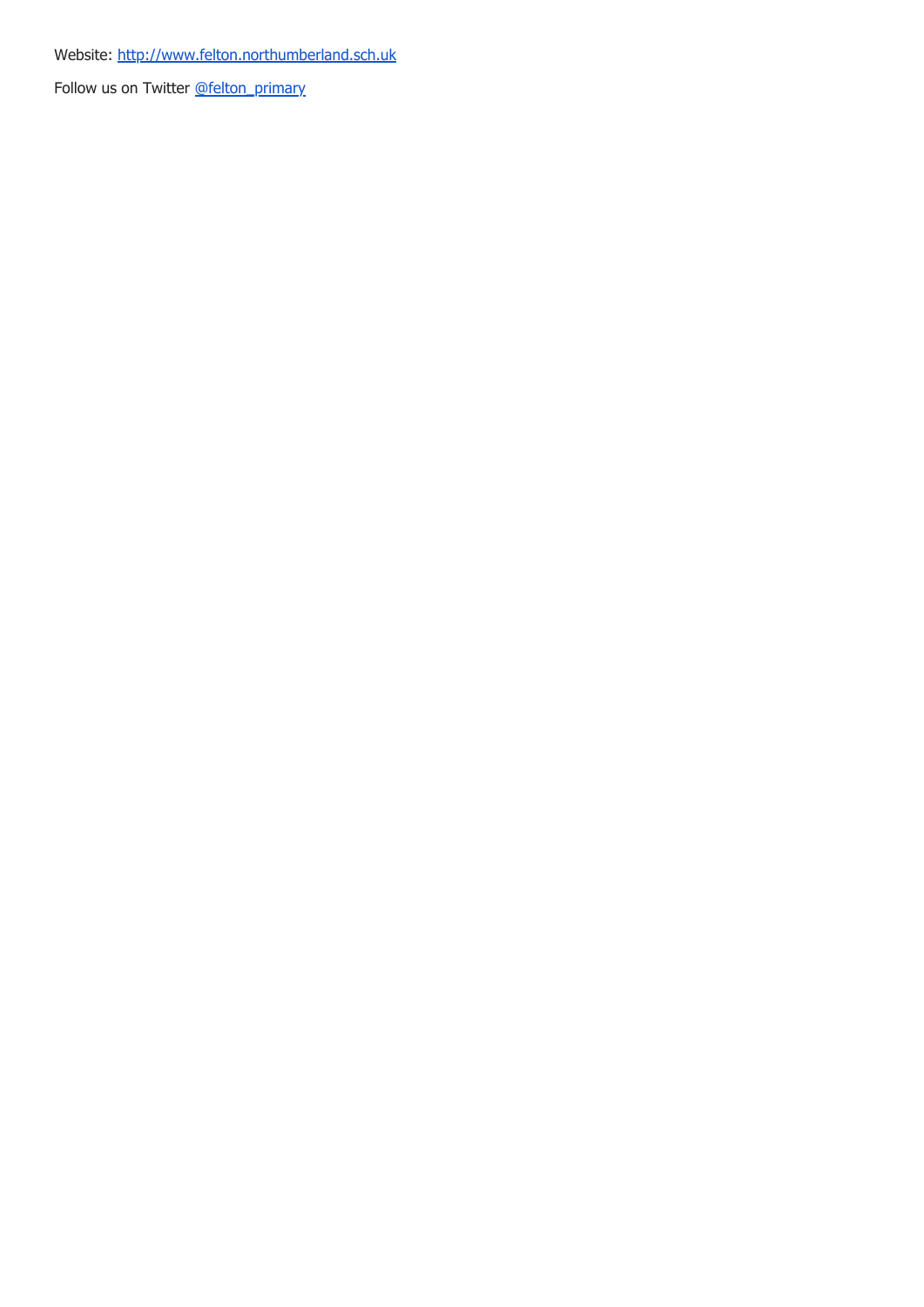Website: [http://www.felton.northumberland.sch.uk](http://www.felton.northumberland.sch.uk)

Follow us on Twitter @felton_primary